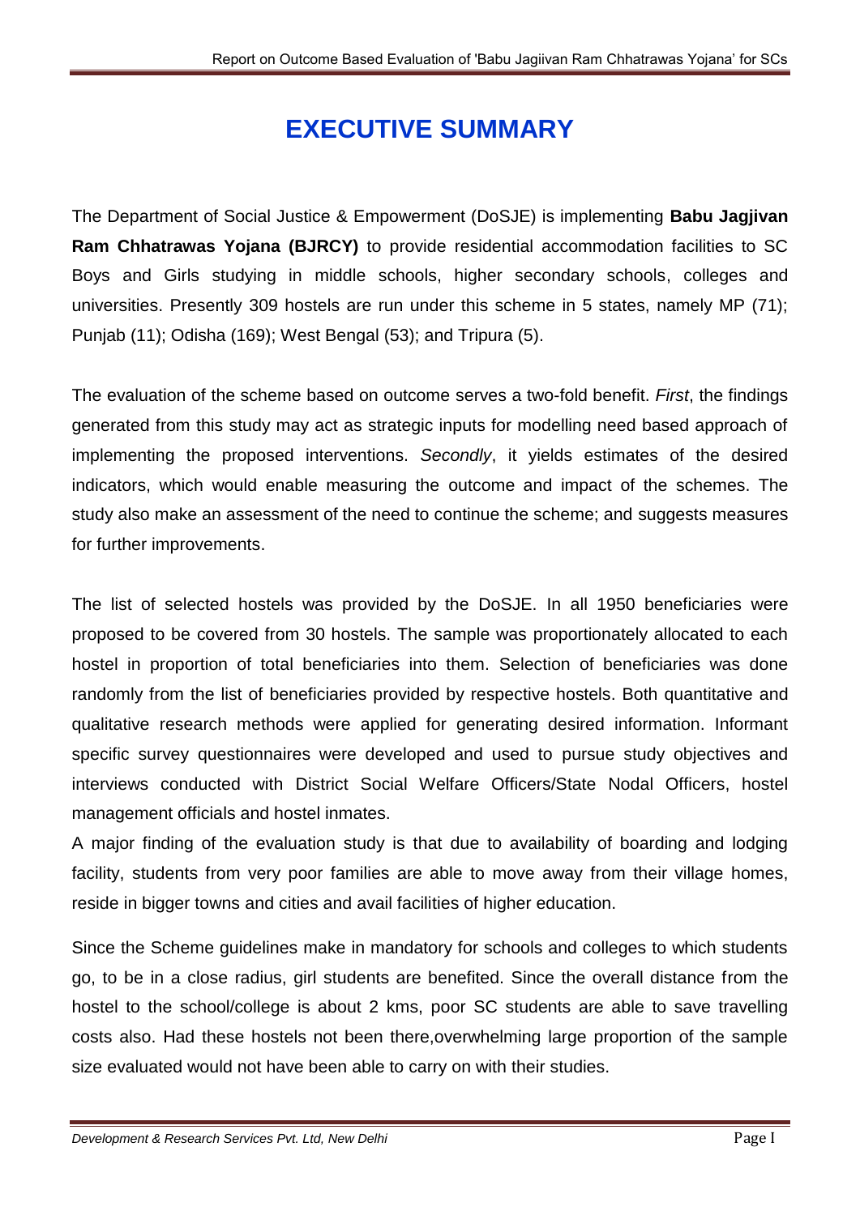# EXECUTIVE SUMMARY

The Department of Social Justice & Empowerment (DoSJE) is implementing **Babu Jagjivan Ram Chhatrawas Yojana (BJRCY)** to provide residential accommodation facilities to SC Boys and Girls studying in middle schools, higher secondary schools, colleges and universities. Presently 309 hostels are run under this scheme in 5 states, namely MP (71); Punjab (11); Odisha (169); West Bengal (53); and Tripura (5).

The evaluation of the scheme based on outcome serves a two-fold benefit. *First*, the findings generated from this study may act as strategic inputs for modelling need based approach of implementing the proposed interventions. *Secondly*, it yields estimates of the desired indicators, which would enable measuring the outcome and impact of the schemes. The study also make an assessment of the need to continue the scheme; and suggests measures for further improvements.

The list of selected hostels was provided by the DoSJE. In all 1950 beneficiaries were proposed to be covered from 30 hostels. The sample was proportionately allocated to each hostel in proportion of total beneficiaries into them. Selection of beneficiaries was done randomly from the list of beneficiaries provided by respective hostels. Both quantitative and qualitative research methods were applied for generating desired information. Informant specific survey questionnaires were developed and used to pursue study objectives and interviews conducted with District Social Welfare Officers/State Nodal Officers, hostel management officials and hostel inmates.

A major finding of the evaluation study is that due to availability of boarding and lodging facility, students from very poor families are able to move away from their village homes, reside in bigger towns and cities and avail facilities of higher education.

Since the Scheme guidelines make in mandatory for schools and colleges to which students go, to be in a close radius, girl students are benefited. Since the overall distance from the hostel to the school/college is about 2 kms, poor SC students are able to save travelling costs also. Had these hostels not been there,overwhelming large proportion of the sample size evaluated would not have been able to carry on with their studies.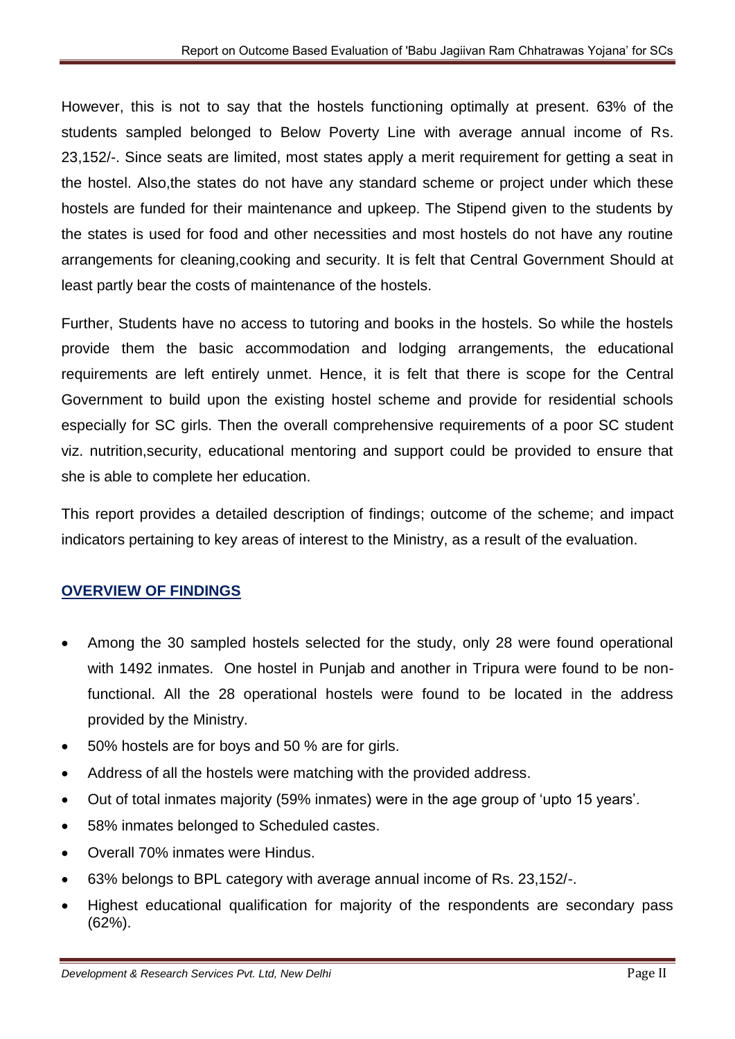However, this is not to say that the hostels functioning optimally at present. 63% of the students sampled belonged to Below Poverty Line with average annual income of Rs. 23,152/-. Since seats are limited, most states apply a merit requirement for getting a seat in the hostel. Also,the states do not have any standard scheme or project under which these hostels are funded for their maintenance and upkeep. The Stipend given to the students by the states is used for food and other necessities and most hostels do not have any routine arrangements for cleaning,cooking and security. It is felt that Central Government Should at least partly bear the costs of maintenance of the hostels.

Further, Students have no access to tutoring and books in the hostels. So while the hostels provide them the basic accommodation and lodging arrangements, the educational requirements are left entirely unmet. Hence, it is felt that there is scope for the Central Government to build upon the existing hostel scheme and provide for residential schools especially for SC girls. Then the overall comprehensive requirements of a poor SC student viz. nutrition,security, educational mentoring and support could be provided to ensure that she is able to complete her education.

This report provides a detailed description of findings; outcome of the scheme; and impact indicators pertaining to key areas of interest to the Ministry, as a result of the evaluation.

## OVERVIEW OF FINDINGS

- Among the 30 sampled hostels selected for the study, only 28 were found operational with 1492 inmates. One hostel in Punjab and another in Tripura were found to be non-functional. All the 28 operational hostels were found to be located in the address provided by the Ministry.
- 50% hostels are for boys and 50 % are for girls.
- Address of all the hostels were matching with the provided address.
- Out of total inmates majority (59% inmates) were in the age group of 'upto 15 years'.
- 58% inmates belonged to Scheduled castes.
- Overall 70% inmates were Hindus.
- 63% belongs to BPL category with average annual income of Rs. 23,152/-.
- Highest educational qualification for majority of the respondents are secondary pass (62%).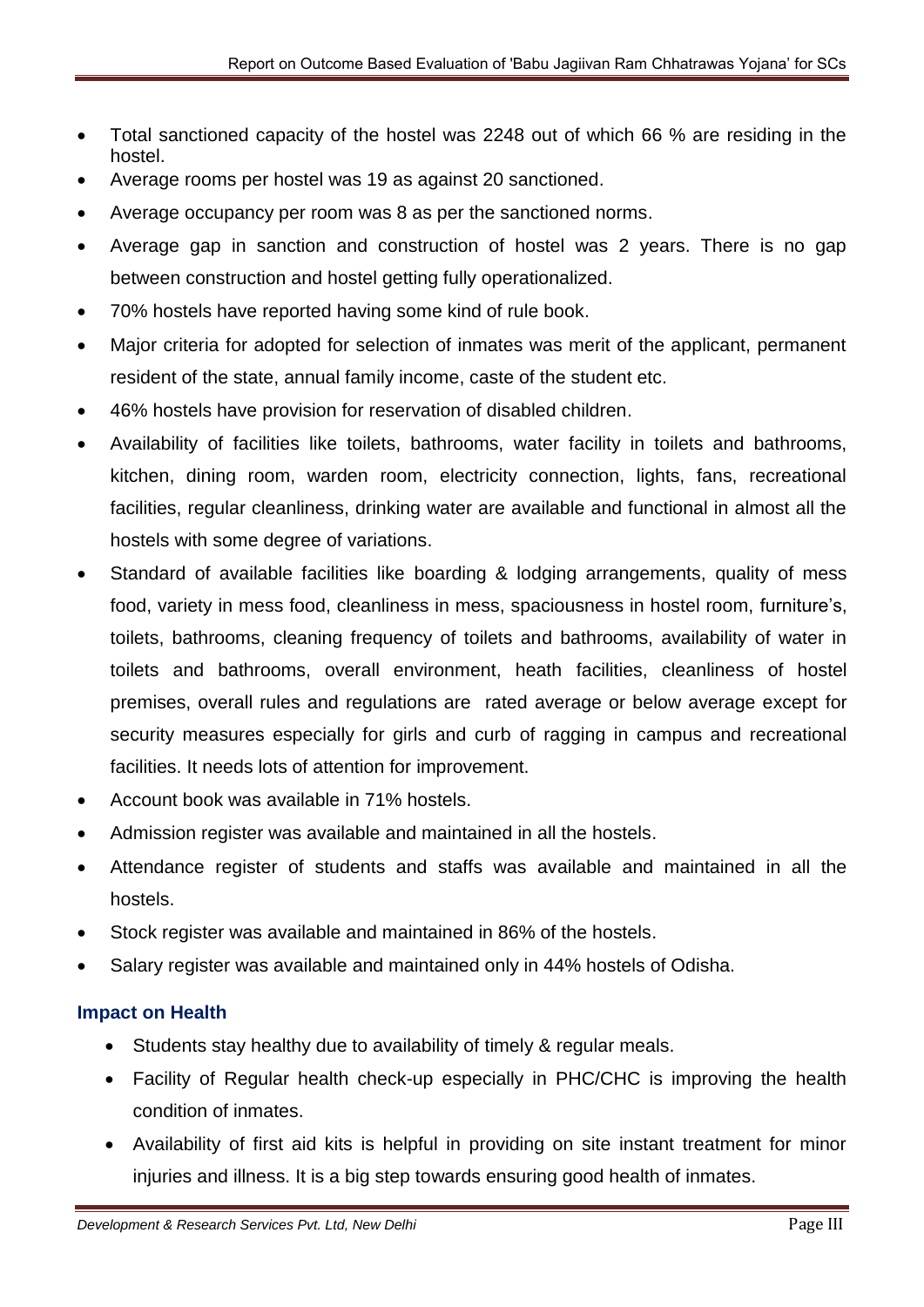- Total sanctioned capacity of the hostel was 2248 out of which 66 % are residing in the hostel.
- Average rooms per hostel was 19 as against 20 sanctioned.
- Average occupancy per room was 8 as per the sanctioned norms.
- Average gap in sanction and construction of hostel was 2 years. There is no gap between construction and hostel getting fully operationalized.
- 70% hostels have reported having some kind of rule book.
- Major criteria for adopted for selection of inmates was merit of the applicant, permanent resident of the state, annual family income, caste of the student etc.
- 46% hostels have provision for reservation of disabled children.
- Availability of facilities like toilets, bathrooms, water facility in toilets and bathrooms, kitchen, dining room, warden room, electricity connection, lights, fans, recreational facilities, regular cleanliness, drinking water are available and functional in almost all the hostels with some degree of variations.
- Standard of available facilities like boarding & lodging arrangements, quality of mess food, variety in mess food, cleanliness in mess, spaciousness in hostel room, furniture's, toilets, bathrooms, cleaning frequency of toilets and bathrooms, availability of water in toilets and bathrooms, overall environment, heath facilities, cleanliness of hostel premises, overall rules and regulations are rated average or below average except for security measures especially for girls and curb of ragging in campus and recreational facilities. It needs lots of attention for improvement.
- Account book was available in 71% hostels.
- Admission register was available and maintained in all the hostels.
- Attendance register of students and staffs was available and maintained in all the hostels.
- Stock register was available and maintained in 86% of the hostels.
- Salary register was available and maintained only in 44% hostels of Odisha.

### Impact on Health

- Students stay healthy due to availability of timely & regular meals.
- Facility of Regular health check-up especially in PHC/CHC is improving the health condition of inmates.
- Availability of first aid kits is helpful in providing on site instant treatment for minor injuries and illness. It is a big step towards ensuring good health of inmates.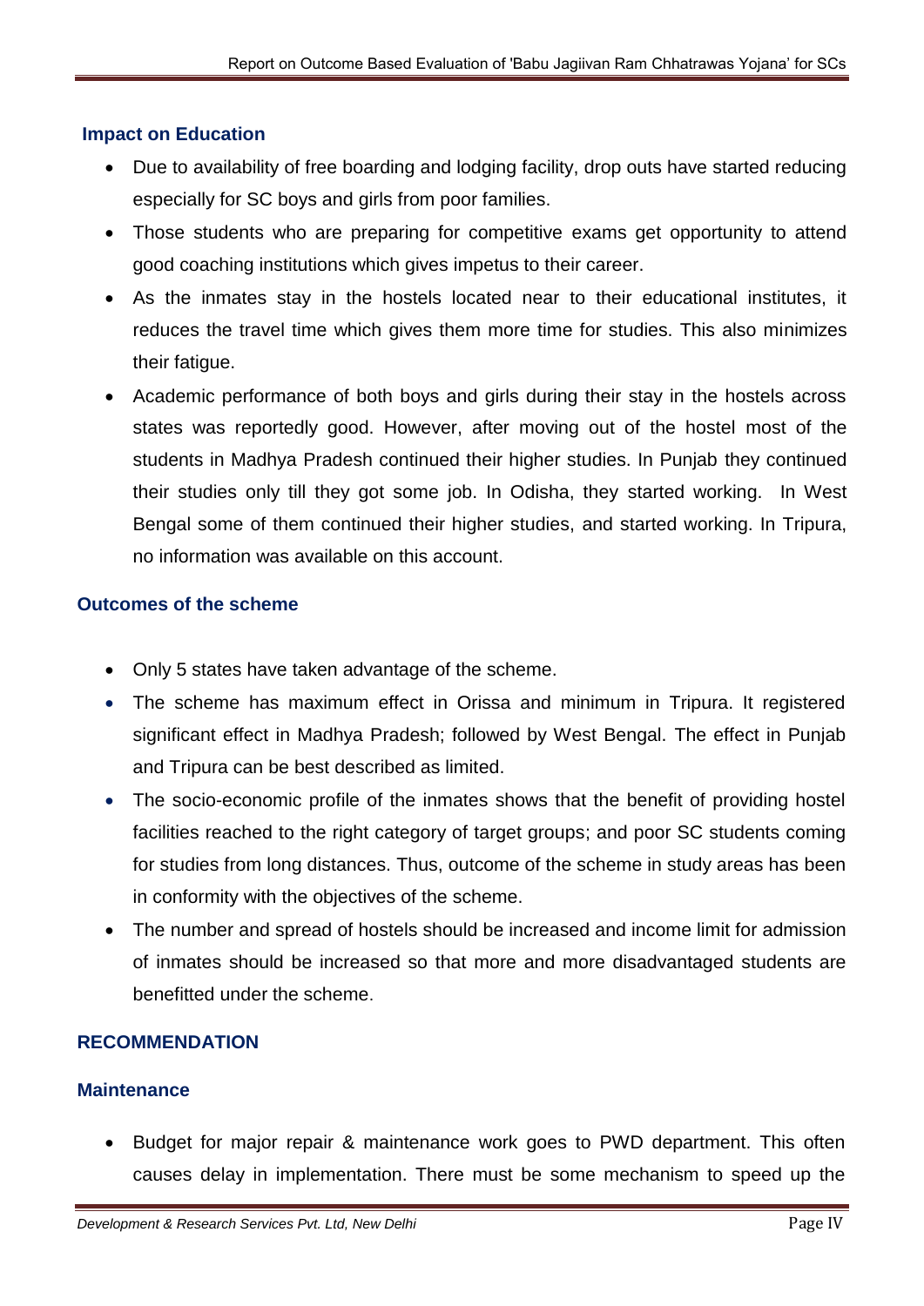### Impact on Education

- Due to availability of free boarding and lodging facility, drop outs have started reducing especially for SC boys and girls from poor families.
- Those students who are preparing for competitive exams get opportunity to attend good coaching institutions which gives impetus to their career.
- As the inmates stay in the hostels located near to their educational institutes, it reduces the travel time which gives them more time for studies. This also minimizes their fatigue.
- Academic performance of both boys and girls during their stay in the hostels across states was reportedly good. However, after moving out of the hostel most of the students in Madhya Pradesh continued their higher studies. In Punjab they continued their studies only till they got some job. In Odisha, they started working. In West Bengal some of them continued their higher studies, and started working. In Tripura, no information was available on this account.

### Outcomes of the scheme

- Only 5 states have taken advantage of the scheme.
- The scheme has maximum effect in Orissa and minimum in Tripura. It registered significant effect in Madhya Pradesh; followed by West Bengal. The effect in Punjab and Tripura can be best described as limited.
- The socio-economic profile of the inmates shows that the benefit of providing hostel facilities reached to the right category of target groups; and poor SC students coming for studies from long distances. Thus, outcome of the scheme in study areas has been in conformity with the objectives of the scheme.
- The number and spread of hostels should be increased and income limit for admission of inmates should be increased so that more and more disadvantaged students are benefitted under the scheme.

### RECOMMENDATION

### Maintenance

- Budget for major repair & maintenance work goes to PWD department. This often causes delay in implementation. There must be some mechanism to speed up the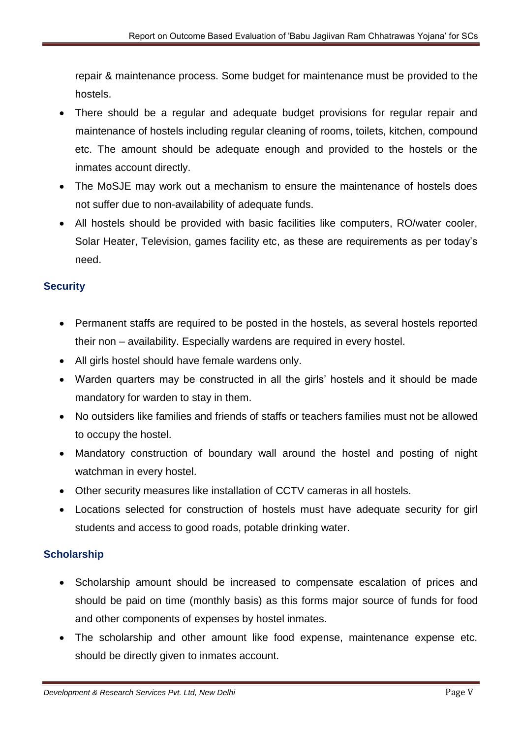repair & maintenance process. Some budget for maintenance must be provided to the hostels.

- There should be a regular and adequate budget provisions for regular repair and maintenance of hostels including regular cleaning of rooms, toilets, kitchen, compound etc. The amount should be adequate enough and provided to the hostels or the inmates account directly.
- The MoSJE may work out a mechanism to ensure the maintenance of hostels does not suffer due to non-availability of adequate funds.
- All hostels should be provided with basic facilities like computers, RO/water cooler, Solar Heater, Television, games facility etc, as these are requirements as per today's need.

### Security

- Permanent staffs are required to be posted in the hostels, as several hostels reported their non – availability. Especially wardens are required in every hostel.
- All girls hostel should have female wardens only.
- Warden quarters may be constructed in all the girls' hostels and it should be made mandatory for warden to stay in them.
- No outsiders like families and friends of staffs or teachers families must not be allowed to occupy the hostel.
- Mandatory construction of boundary wall around the hostel and posting of night watchman in every hostel.
- Other security measures like installation of CCTV cameras in all hostels.
- Locations selected for construction of hostels must have adequate security for girl students and access to good roads, potable drinking water.

### Scholarship

- Scholarship amount should be increased to compensate escalation of prices and should be paid on time (monthly basis) as this forms major source of funds for food and other components of expenses by hostel inmates.
- The scholarship and other amount like food expense, maintenance expense etc. should be directly given to inmates account.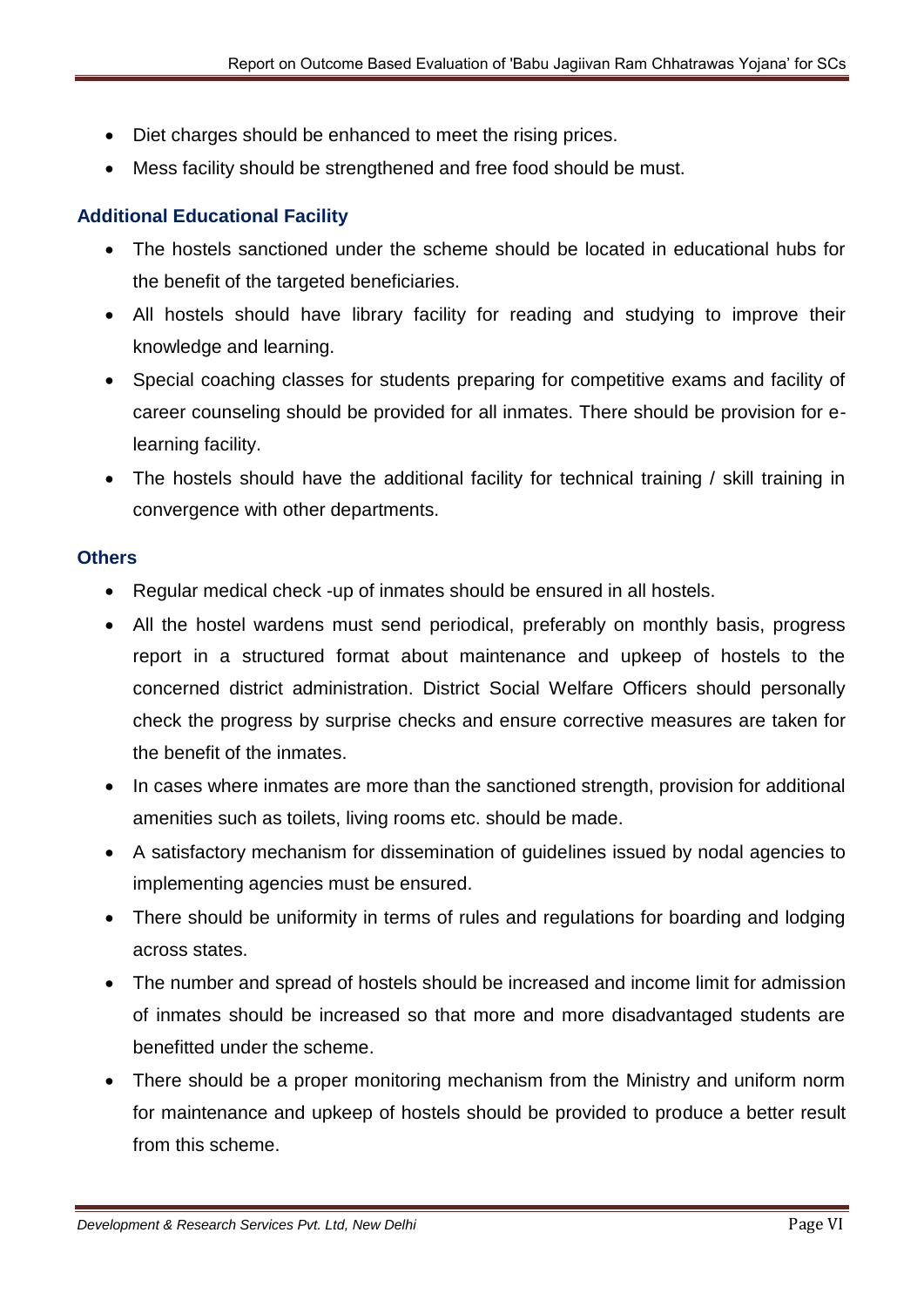- Diet charges should be enhanced to meet the rising prices.
- Mess facility should be strengthened and free food should be must.

### Additional Educational Facility

- The hostels sanctioned under the scheme should be located in educational hubs for the benefit of the targeted beneficiaries.
- All hostels should have library facility for reading and studying to improve their knowledge and learning.
- Special coaching classes for students preparing for competitive exams and facility of career counseling should be provided for all inmates. There should be provision for e-learning facility.
- The hostels should have the additional facility for technical training / skill training in convergence with other departments.

### Others

- Regular medical check -up of inmates should be ensured in all hostels.
- All the hostel wardens must send periodical, preferably on monthly basis, progress report in a structured format about maintenance and upkeep of hostels to the concerned district administration. District Social Welfare Officers should personally check the progress by surprise checks and ensure corrective measures are taken for the benefit of the inmates.
- In cases where inmates are more than the sanctioned strength, provision for additional amenities such as toilets, living rooms etc. should be made.
- A satisfactory mechanism for dissemination of guidelines issued by nodal agencies to implementing agencies must be ensured.
- There should be uniformity in terms of rules and regulations for boarding and lodging across states.
- The number and spread of hostels should be increased and income limit for admission of inmates should be increased so that more and more disadvantaged students are benefitted under the scheme.
- There should be a proper monitoring mechanism from the Ministry and uniform norm for maintenance and upkeep of hostels should be provided to produce a better result from this scheme.